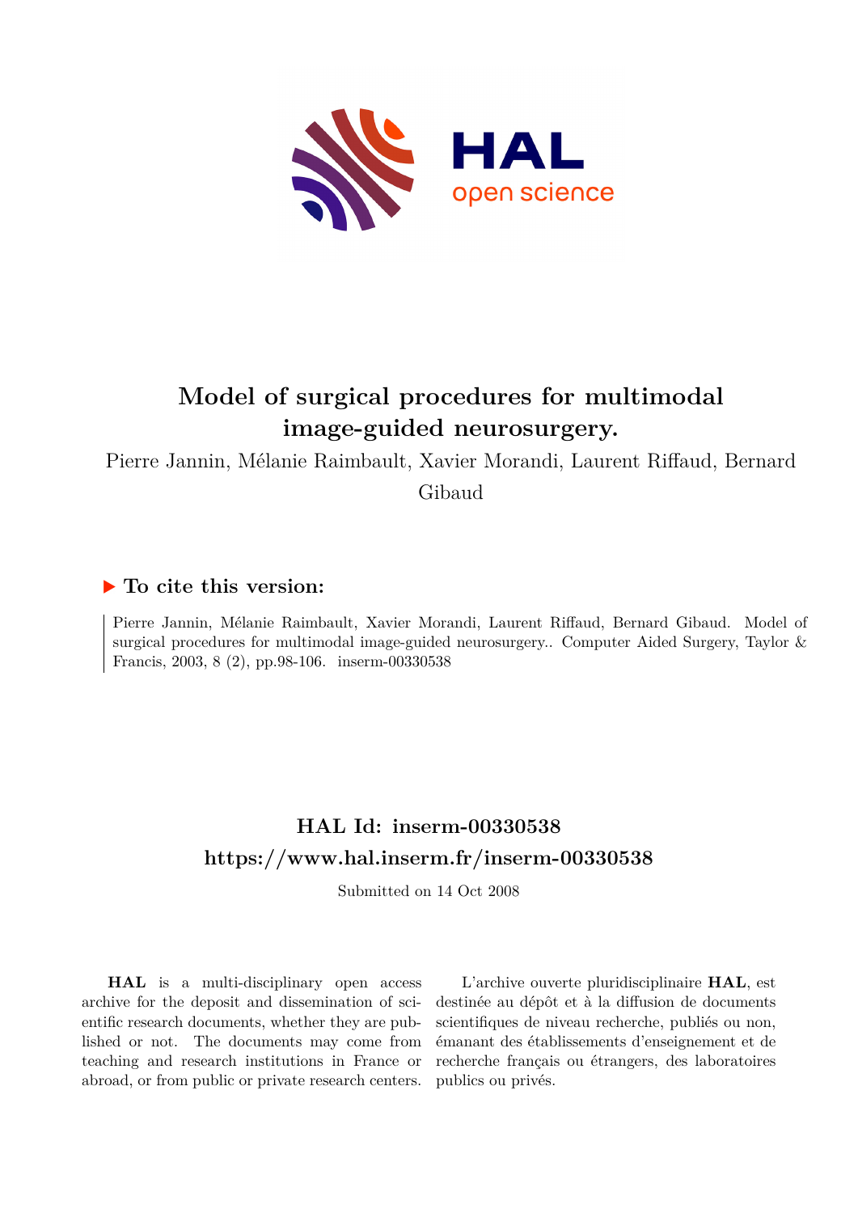# Model of surgical procedures for multimodal image-guided neurosurgery.

Pierre Jannin, Mélanie Raimbault, Xavier Morandi, Laurent Riffaud, Bernard Gibaud

## ▶ To cite this version:

Pierre Jannin, Mélanie Raimbault, Xavier Morandi, Laurent Riffaud, Bernard Gibaud. Model of surgical procedures for multimodal image-guided neurosurgery.. Computer Aided Surgery, Taylor & Francis, 2003, 8 (2), pp.98-106. inserm-00330538

## HAL Id: inserm-00330538

## https://www.hal.inserm.fr/inserm-00330538

Submitted on 14 Oct 2008

**HAL** is a multi-disciplinary open access archive for the deposit and dissemination of scientific research documents, whether they are published or not. The documents may come from teaching and research institutions in France or abroad, or from public or private research centers.

L'archive ouverte pluridisciplinaire **HAL**, est destinée au dépôt et à la diffusion de documents scientifiques de niveau recherche, publiés ou non, émanant des établissements d'enseignement et de recherche français ou étrangers, des laboratoires publics ou privés.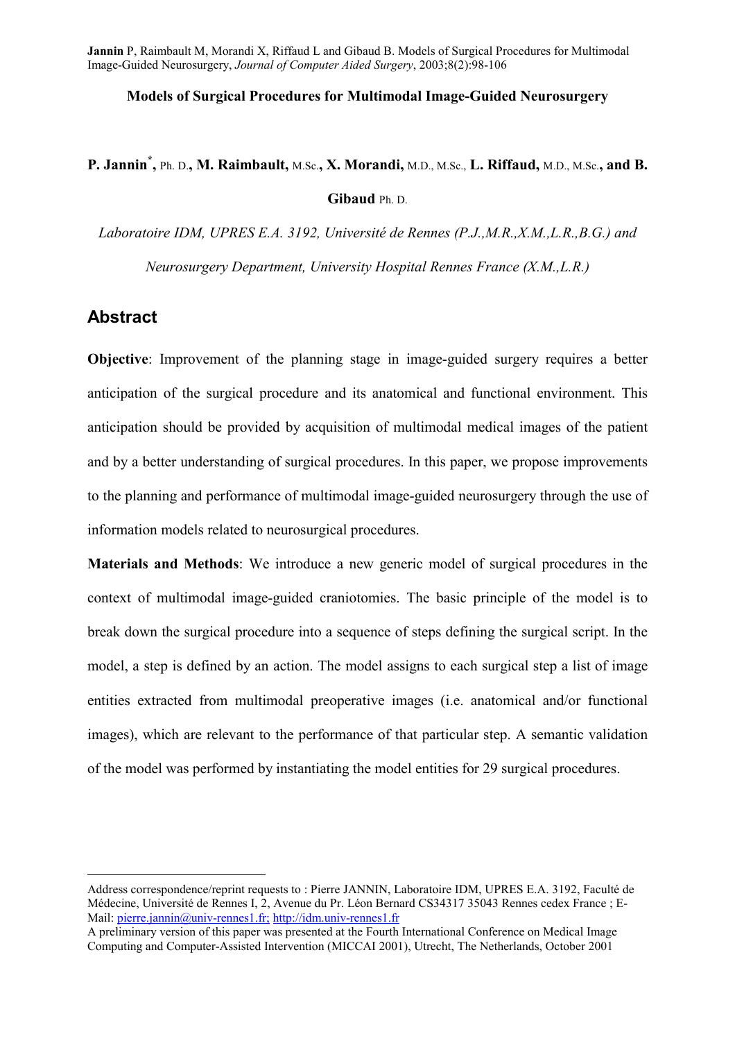Jannin P, Raimbault M, Morandi X, Riffaud L and Gibaud B. Models of Surgical Procedures for Multimodal Image-Guided Neurosurgery, *Journal of Computer Aided Surgery*, 2003;8(2):98-106

**Models of Surgical Procedures for Multimodal Image-Guided Neurosurgery**

**P. Jannin**[*], Ph. D.**, M. Raimbault,** M.Sc.**, X. Morandi,** M.D., M.Sc.**, L. Riffaud,** M.D., M.Sc.**, and B. Gibaud** Ph. D.

*Laboratoire IDM, UPRES E.A. 3192, Université de Rennes (P.J.,M.R.,X.M.,L.R.,B.G.) and Neurosurgery Department, University Hospital Rennes France (X.M.,L.R.)*

## Abstract

**Objective**: Improvement of the planning stage in image-guided surgery requires a better anticipation of the surgical procedure and its anatomical and functional environment. This anticipation should be provided by acquisition of multimodal medical images of the patient and by a better understanding of surgical procedures. In this paper, we propose improvements to the planning and performance of multimodal image-guided neurosurgery through the use of information models related to neurosurgical procedures.

**Materials and Methods**: We introduce a new generic model of surgical procedures in the context of multimodal image-guided craniotomies. The basic principle of the model is to break down the surgical procedure into a sequence of steps defining the surgical script. In the model, a step is defined by an action. The model assigns to each surgical step a list of image entities extracted from multimodal preoperative images (i.e. anatomical and/or functional images), which are relevant to the performance of that particular step. A semantic validation of the model was performed by instantiating the model entities for 29 surgical procedures.

---

Address correspondence/reprint requests to : Pierre JANNIN, Laboratoire IDM, UPRES E.A. 3192, Faculté de Médecine, Université de Rennes I, 2, Avenue du Pr. Léon Bernard CS34317 35043 Rennes cedex France ; E-Mail: pierre.jannin@univ-rennes1.fr; http://idm.univ-rennes1.fr

A preliminary version of this paper was presented at the Fourth International Conference on Medical Image Computing and Computer-Assisted Intervention (MICCAI 2001), Utrecht, The Netherlands, October 2001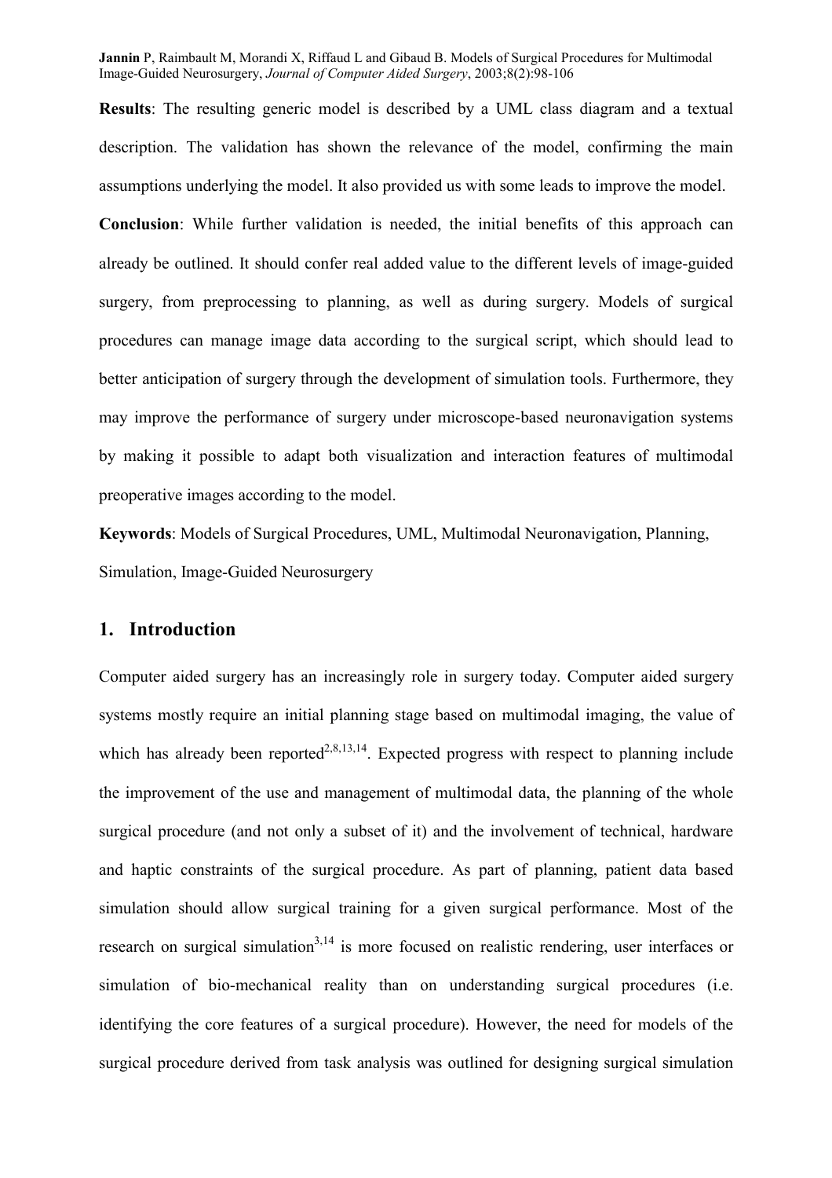**Results**: The resulting generic model is described by a UML class diagram and a textual description. The validation has shown the relevance of the model, confirming the main assumptions underlying the model. It also provided us with some leads to improve the model.

**Conclusion**: While further validation is needed, the initial benefits of this approach can already be outlined. It should confer real added value to the different levels of image-guided surgery, from preprocessing to planning, as well as during surgery. Models of surgical procedures can manage image data according to the surgical script, which should lead to better anticipation of surgery through the development of simulation tools. Furthermore, they may improve the performance of surgery under microscope-based neuronavigation systems by making it possible to adapt both visualization and interaction features of multimodal preoperative images according to the model.

**Keywords**: Models of Surgical Procedures, UML, Multimodal Neuronavigation, Planning, Simulation, Image-Guided Neurosurgery

## 1. Introduction

Computer aided surgery has an increasingly role in surgery today. Computer aided surgery systems mostly require an initial planning stage based on multimodal imaging, the value of which has already been reported[2,8,13,14]. Expected progress with respect to planning include the improvement of the use and management of multimodal data, the planning of the whole surgical procedure (and not only a subset of it) and the involvement of technical, hardware and haptic constraints of the surgical procedure. As part of planning, patient data based simulation should allow surgical training for a given surgical performance. Most of the research on surgical simulation[3,14] is more focused on realistic rendering, user interfaces or simulation of bio-mechanical reality than on understanding surgical procedures (i.e. identifying the core features of a surgical procedure). However, the need for models of the surgical procedure derived from task analysis was outlined for designing surgical simulation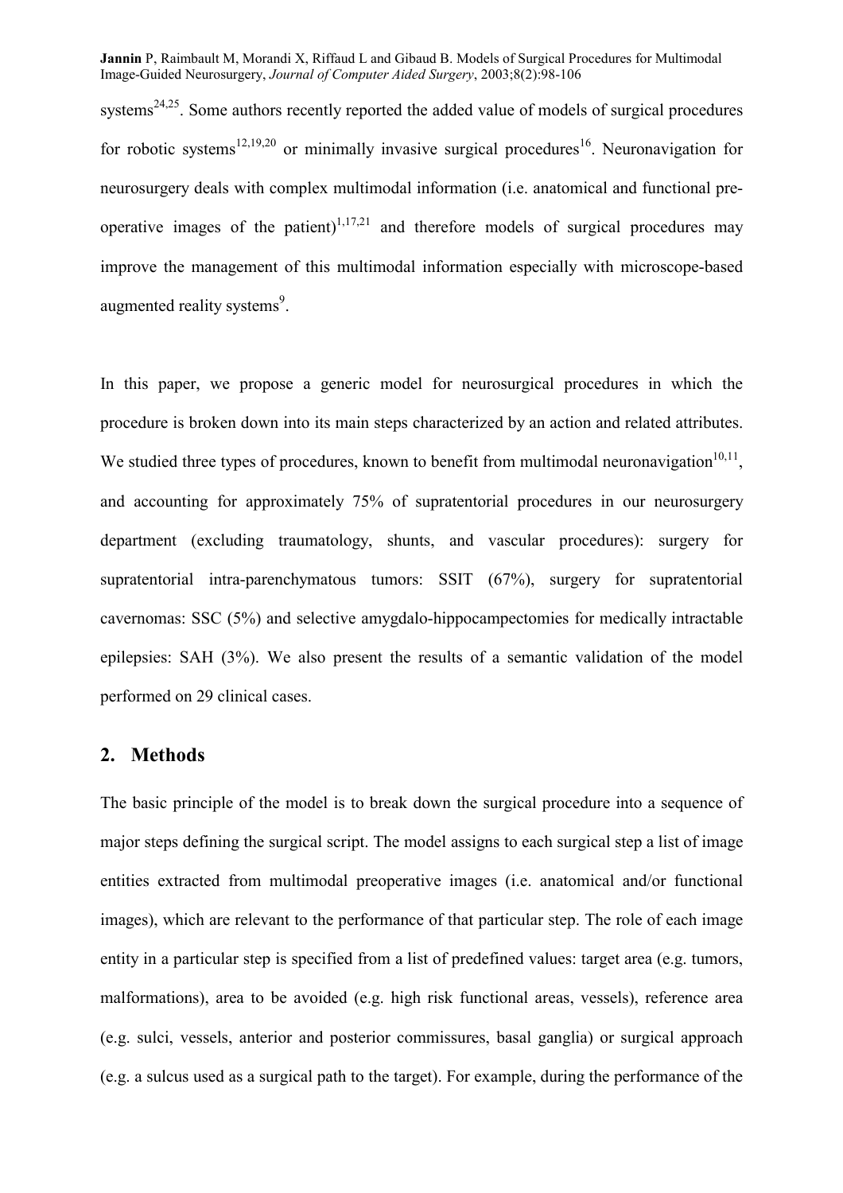systems[24,25]. Some authors recently reported the added value of models of surgical procedures for robotic systems[12,19,20] or minimally invasive surgical procedures[16]. Neuronavigation for neurosurgery deals with complex multimodal information (i.e. anatomical and functional pre-operative images of the patient)[1,17,21] and therefore models of surgical procedures may improve the management of this multimodal information especially with microscope-based augmented reality systems[9].

In this paper, we propose a generic model for neurosurgical procedures in which the procedure is broken down into its main steps characterized by an action and related attributes. We studied three types of procedures, known to benefit from multimodal neuronavigation[10,11], and accounting for approximately 75% of supratentorial procedures in our neurosurgery department (excluding traumatology, shunts, and vascular procedures): surgery for supratentorial intra-parenchymatous tumors: SSIT (67%), surgery for supratentorial cavernomas: SSC (5%) and selective amygdalo-hippocampectomies for medically intractable epilepsies: SAH (3%). We also present the results of a semantic validation of the model performed on 29 clinical cases.

## 2. Methods

The basic principle of the model is to break down the surgical procedure into a sequence of major steps defining the surgical script. The model assigns to each surgical step a list of image entities extracted from multimodal preoperative images (i.e. anatomical and/or functional images), which are relevant to the performance of that particular step. The role of each image entity in a particular step is specified from a list of predefined values: target area (e.g. tumors, malformations), area to be avoided (e.g. high risk functional areas, vessels), reference area (e.g. sulci, vessels, anterior and posterior commissures, basal ganglia) or surgical approach (e.g. a sulcus used as a surgical path to the target). For example, during the performance of the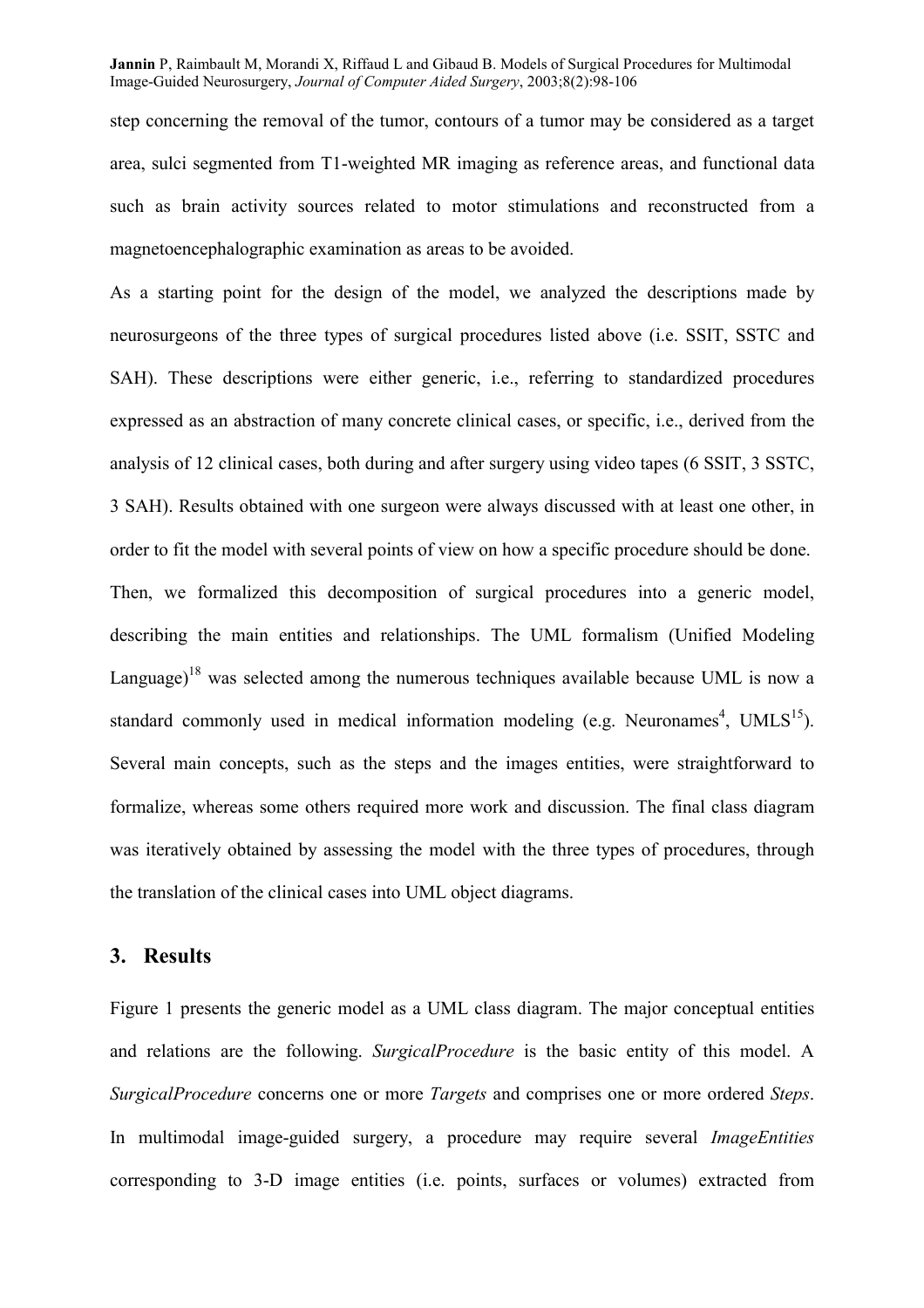step concerning the removal of the tumor, contours of a tumor may be considered as a target area, sulci segmented from T1-weighted MR imaging as reference areas, and functional data such as brain activity sources related to motor stimulations and reconstructed from a magnetoencephalographic examination as areas to be avoided.

As a starting point for the design of the model, we analyzed the descriptions made by neurosurgeons of the three types of surgical procedures listed above (i.e. SSIT, SSTC and SAH). These descriptions were either generic, i.e., referring to standardized procedures expressed as an abstraction of many concrete clinical cases, or specific, i.e., derived from the analysis of 12 clinical cases, both during and after surgery using video tapes (6 SSIT, 3 SSTC, 3 SAH). Results obtained with one surgeon were always discussed with at least one other, in order to fit the model with several points of view on how a specific procedure should be done.

Then, we formalized this decomposition of surgical procedures into a generic model, describing the main entities and relationships. The UML formalism (Unified Modeling Language)[18] was selected among the numerous techniques available because UML is now a standard commonly used in medical information modeling (e.g. Neuronames[4], UMLS[15]). Several main concepts, such as the steps and the images entities, were straightforward to formalize, whereas some others required more work and discussion. The final class diagram was iteratively obtained by assessing the model with the three types of procedures, through the translation of the clinical cases into UML object diagrams.

## 3. Results

Figure 1 presents the generic model as a UML class diagram. The major conceptual entities and relations are the following. *SurgicalProcedure* is the basic entity of this model. A *SurgicalProcedure* concerns one or more *Targets* and comprises one or more ordered *Steps*. In multimodal image-guided surgery, a procedure may require several *ImageEntities* corresponding to 3-D image entities (i.e. points, surfaces or volumes) extracted from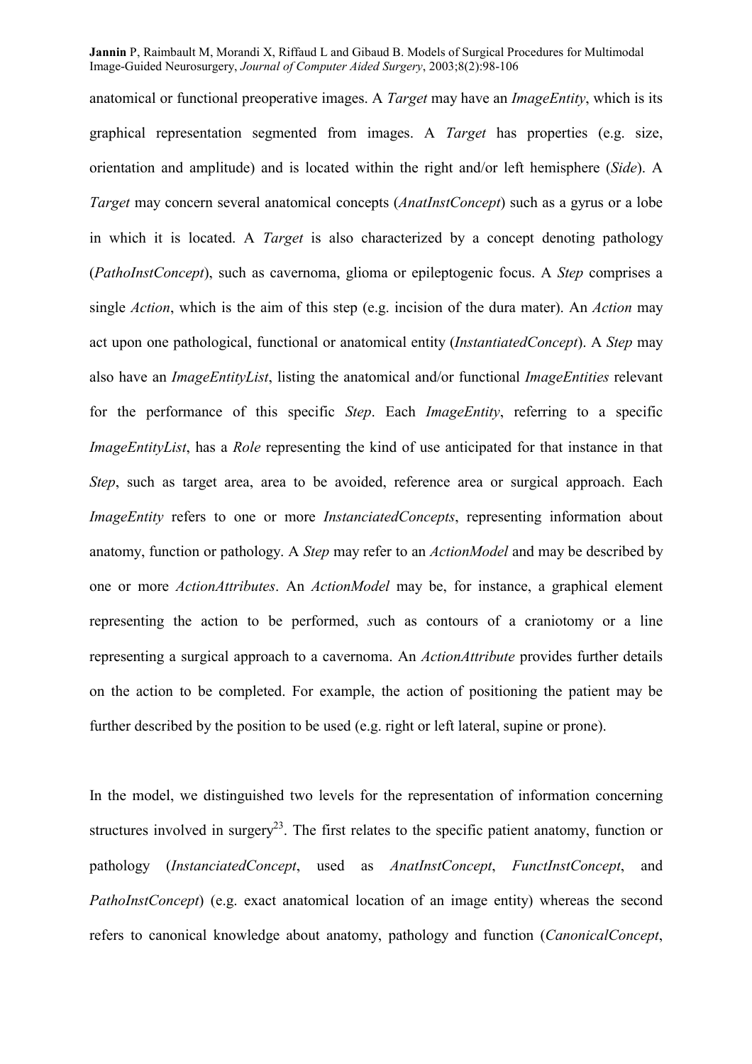anatomical or functional preoperative images. A *Target* may have an *ImageEntity*, which is its graphical representation segmented from images. A *Target* has properties (e.g. size, orientation and amplitude) and is located within the right and/or left hemisphere (*Side*). A *Target* may concern several anatomical concepts (*AnatInstConcept*) such as a gyrus or a lobe in which it is located. A *Target* is also characterized by a concept denoting pathology (*PathoInstConcept*), such as cavernoma, glioma or epileptogenic focus. A *Step* comprises a single *Action*, which is the aim of this step (e.g. incision of the dura mater). An *Action* may act upon one pathological, functional or anatomical entity (*InstantiatedConcept*). A *Step* may also have an *ImageEntityList*, listing the anatomical and/or functional *ImageEntities* relevant for the performance of this specific *Step*. Each *ImageEntity*, referring to a specific *ImageEntityList*, has a *Role* representing the kind of use anticipated for that instance in that *Step*, such as target area, area to be avoided, reference area or surgical approach. Each *ImageEntity* refers to one or more *InstanciatedConcepts*, representing information about anatomy, function or pathology. A *Step* may refer to an *ActionModel* and may be described by one or more *ActionAttributes*. An *ActionModel* may be, for instance, a graphical element representing the action to be performed, *s*uch as contours of a craniotomy or a line representing a surgical approach to a cavernoma. An *ActionAttribute* provides further details on the action to be completed. For example, the action of positioning the patient may be further described by the position to be used (e.g. right or left lateral, supine or prone).

In the model, we distinguished two levels for the representation of information concerning structures involved in surgery[23]. The first relates to the specific patient anatomy, function or pathology (*InstanciatedConcept*, used as *AnatInstConcept*, *FunctInstConcept*, and *PathoInstConcept*) (e.g. exact anatomical location of an image entity) whereas the second refers to canonical knowledge about anatomy, pathology and function (*CanonicalConcept*,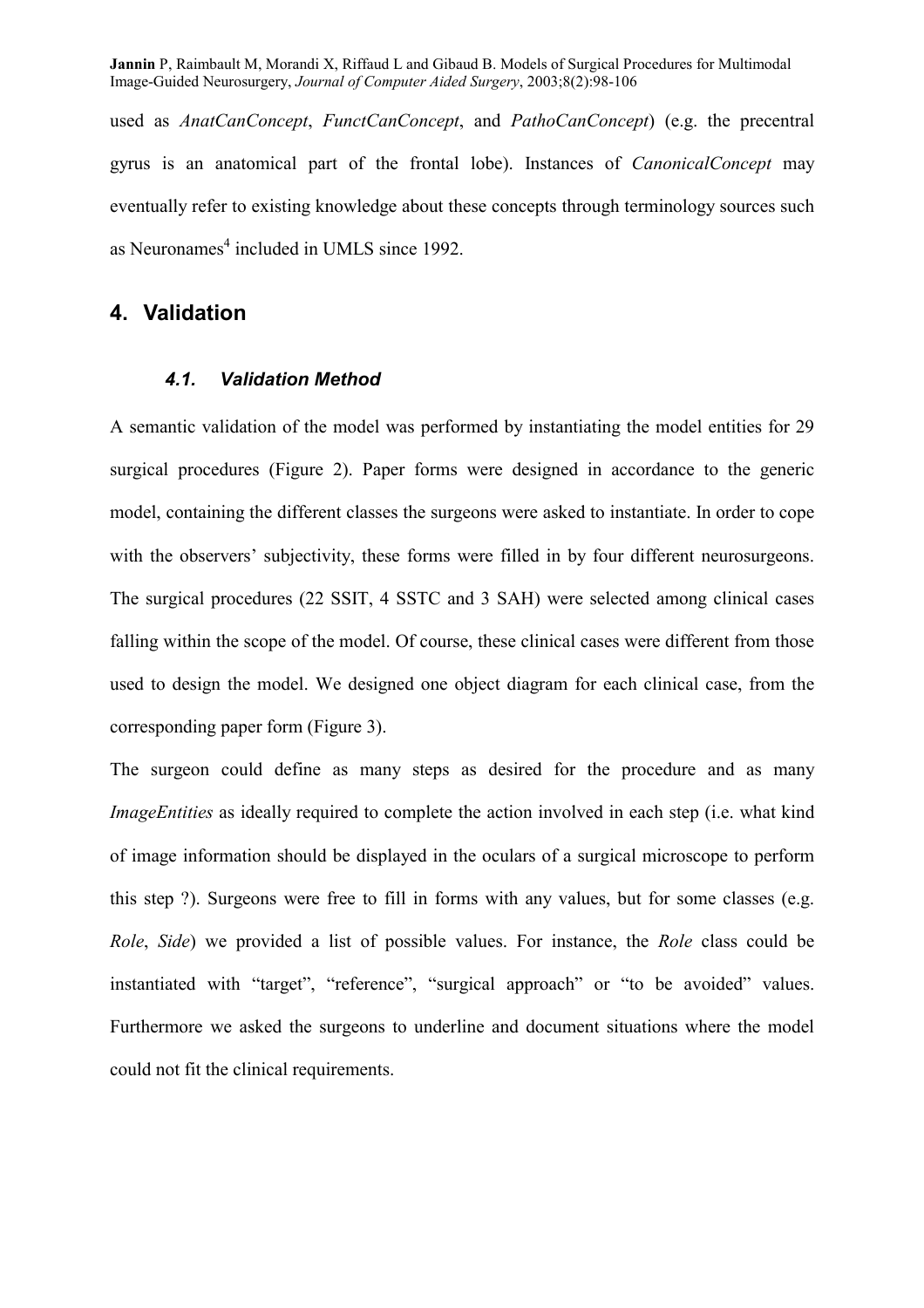used as *AnatCanConcept*, *FunctCanConcept*, and *PathoCanConcept*) (e.g. the precentral gyrus is an anatomical part of the frontal lobe). Instances of *CanonicalConcept* may eventually refer to existing knowledge about these concepts through terminology sources such as Neuronames[4] included in UMLS since 1992.

## 4. Validation

### 4.1. Validation Method

A semantic validation of the model was performed by instantiating the model entities for 29 surgical procedures (Figure 2). Paper forms were designed in accordance to the generic model, containing the different classes the surgeons were asked to instantiate. In order to cope with the observers' subjectivity, these forms were filled in by four different neurosurgeons. The surgical procedures (22 SSIT, 4 SSTC and 3 SAH) were selected among clinical cases falling within the scope of the model. Of course, these clinical cases were different from those used to design the model. We designed one object diagram for each clinical case, from the corresponding paper form (Figure 3).

The surgeon could define as many steps as desired for the procedure and as many *ImageEntities* as ideally required to complete the action involved in each step (i.e. what kind of image information should be displayed in the oculars of a surgical microscope to perform this step ?). Surgeons were free to fill in forms with any values, but for some classes (e.g. *Role*, *Side*) we provided a list of possible values. For instance, the *Role* class could be instantiated with "target", "reference", "surgical approach" or "to be avoided" values. Furthermore we asked the surgeons to underline and document situations where the model could not fit the clinical requirements.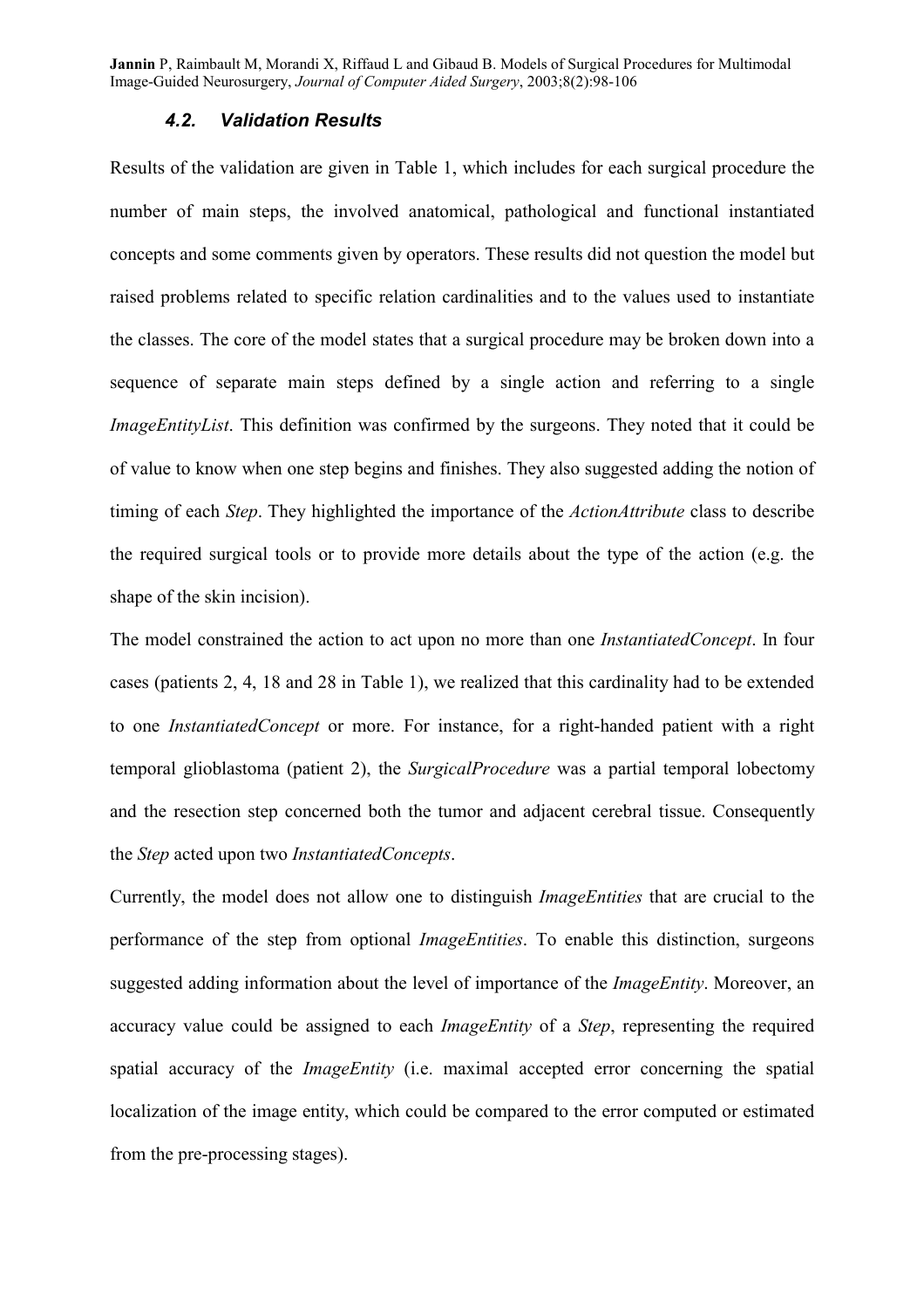### *4.2. Validation Results*

Results of the validation are given in Table 1, which includes for each surgical procedure the number of main steps, the involved anatomical, pathological and functional instantiated concepts and some comments given by operators. These results did not question the model but raised problems related to specific relation cardinalities and to the values used to instantiate the classes. The core of the model states that a surgical procedure may be broken down into a sequence of separate main steps defined by a single action and referring to a single *ImageEntityList*. This definition was confirmed by the surgeons. They noted that it could be of value to know when one step begins and finishes. They also suggested adding the notion of timing of each *Step*. They highlighted the importance of the *ActionAttribute* class to describe the required surgical tools or to provide more details about the type of the action (e.g. the shape of the skin incision).

The model constrained the action to act upon no more than one *InstantiatedConcept*. In four cases (patients 2, 4, 18 and 28 in Table 1), we realized that this cardinality had to be extended to one *InstantiatedConcept* or more. For instance, for a right-handed patient with a right temporal glioblastoma (patient 2), the *SurgicalProcedure* was a partial temporal lobectomy and the resection step concerned both the tumor and adjacent cerebral tissue. Consequently the *Step* acted upon two *InstantiatedConcepts*.

Currently, the model does not allow one to distinguish *ImageEntities* that are crucial to the performance of the step from optional *ImageEntities*. To enable this distinction, surgeons suggested adding information about the level of importance of the *ImageEntity*. Moreover, an accuracy value could be assigned to each *ImageEntity* of a *Step*, representing the required spatial accuracy of the *ImageEntity* (i.e. maximal accepted error concerning the spatial localization of the image entity, which could be compared to the error computed or estimated from the pre-processing stages).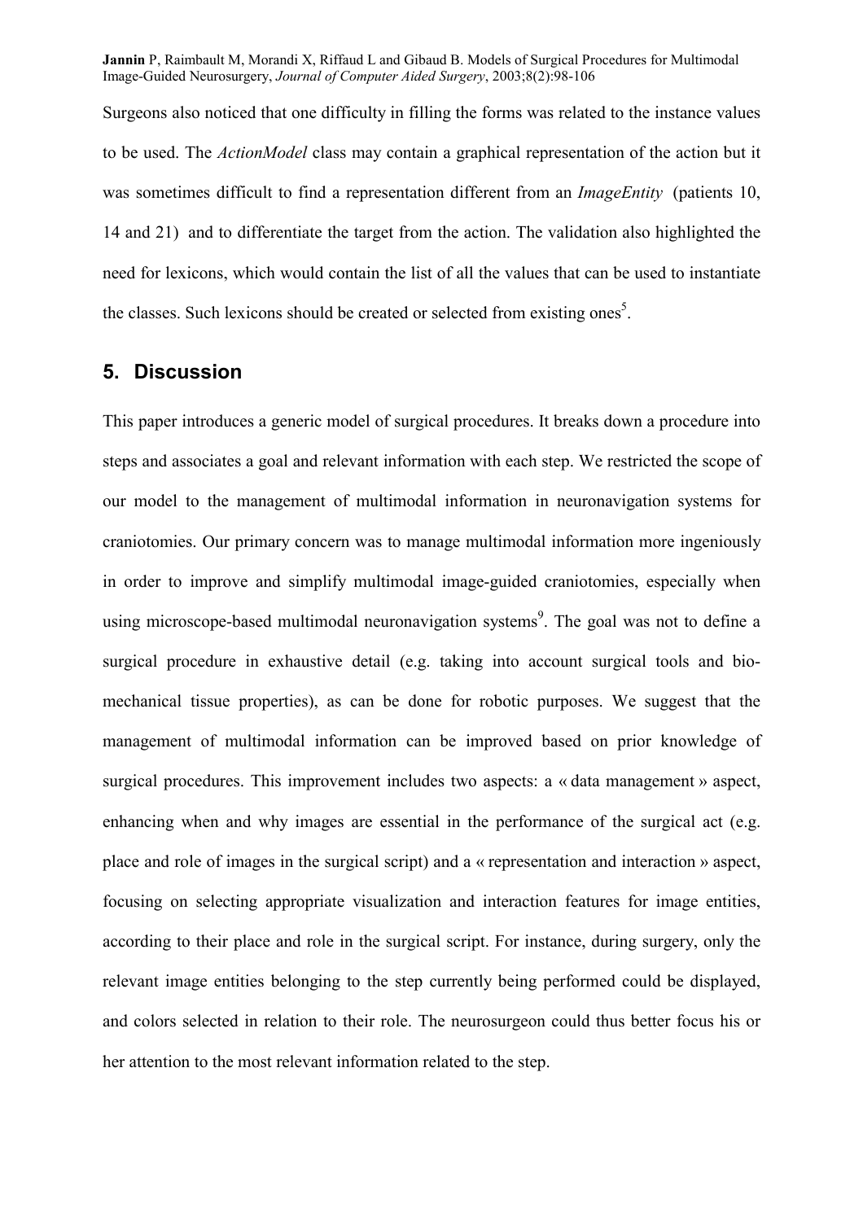Surgeons also noticed that one difficulty in filling the forms was related to the instance values to be used. The *ActionModel* class may contain a graphical representation of the action but it was sometimes difficult to find a representation different from an *ImageEntity* (patients 10, 14 and 21) and to differentiate the target from the action. The validation also highlighted the need for lexicons, which would contain the list of all the values that can be used to instantiate the classes. Such lexicons should be created or selected from existing ones[5].

## 5. Discussion

This paper introduces a generic model of surgical procedures. It breaks down a procedure into steps and associates a goal and relevant information with each step. We restricted the scope of our model to the management of multimodal information in neuronavigation systems for craniotomies. Our primary concern was to manage multimodal information more ingeniously in order to improve and simplify multimodal image-guided craniotomies, especially when using microscope-based multimodal neuronavigation systems[9]. The goal was not to define a surgical procedure in exhaustive detail (e.g. taking into account surgical tools and bio-mechanical tissue properties), as can be done for robotic purposes. We suggest that the management of multimodal information can be improved based on prior knowledge of surgical procedures. This improvement includes two aspects: a « data management » aspect, enhancing when and why images are essential in the performance of the surgical act (e.g. place and role of images in the surgical script) and a « representation and interaction » aspect, focusing on selecting appropriate visualization and interaction features for image entities, according to their place and role in the surgical script. For instance, during surgery, only the relevant image entities belonging to the step currently being performed could be displayed, and colors selected in relation to their role. The neurosurgeon could thus better focus his or her attention to the most relevant information related to the step.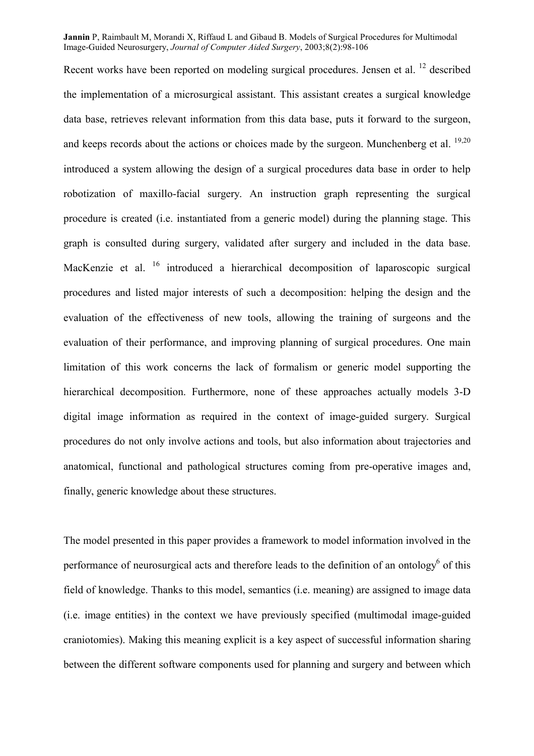Recent works have been reported on modeling surgical procedures. Jensen et al. [12] described the implementation of a microsurgical assistant. This assistant creates a surgical knowledge data base, retrieves relevant information from this data base, puts it forward to the surgeon, and keeps records about the actions or choices made by the surgeon. Munchenberg et al. [19,20] introduced a system allowing the design of a surgical procedures data base in order to help robotization of maxillo-facial surgery. An instruction graph representing the surgical procedure is created (i.e. instantiated from a generic model) during the planning stage. This graph is consulted during surgery, validated after surgery and included in the data base. MacKenzie et al. [16] introduced a hierarchical decomposition of laparoscopic surgical procedures and listed major interests of such a decomposition: helping the design and the evaluation of the effectiveness of new tools, allowing the training of surgeons and the evaluation of their performance, and improving planning of surgical procedures. One main limitation of this work concerns the lack of formalism or generic model supporting the hierarchical decomposition. Furthermore, none of these approaches actually models 3-D digital image information as required in the context of image-guided surgery. Surgical procedures do not only involve actions and tools, but also information about trajectories and anatomical, functional and pathological structures coming from pre-operative images and, finally, generic knowledge about these structures.

The model presented in this paper provides a framework to model information involved in the performance of neurosurgical acts and therefore leads to the definition of an ontology[6] of this field of knowledge. Thanks to this model, semantics (i.e. meaning) are assigned to image data (i.e. image entities) in the context we have previously specified (multimodal image-guided craniotomies). Making this meaning explicit is a key aspect of successful information sharing between the different software components used for planning and surgery and between which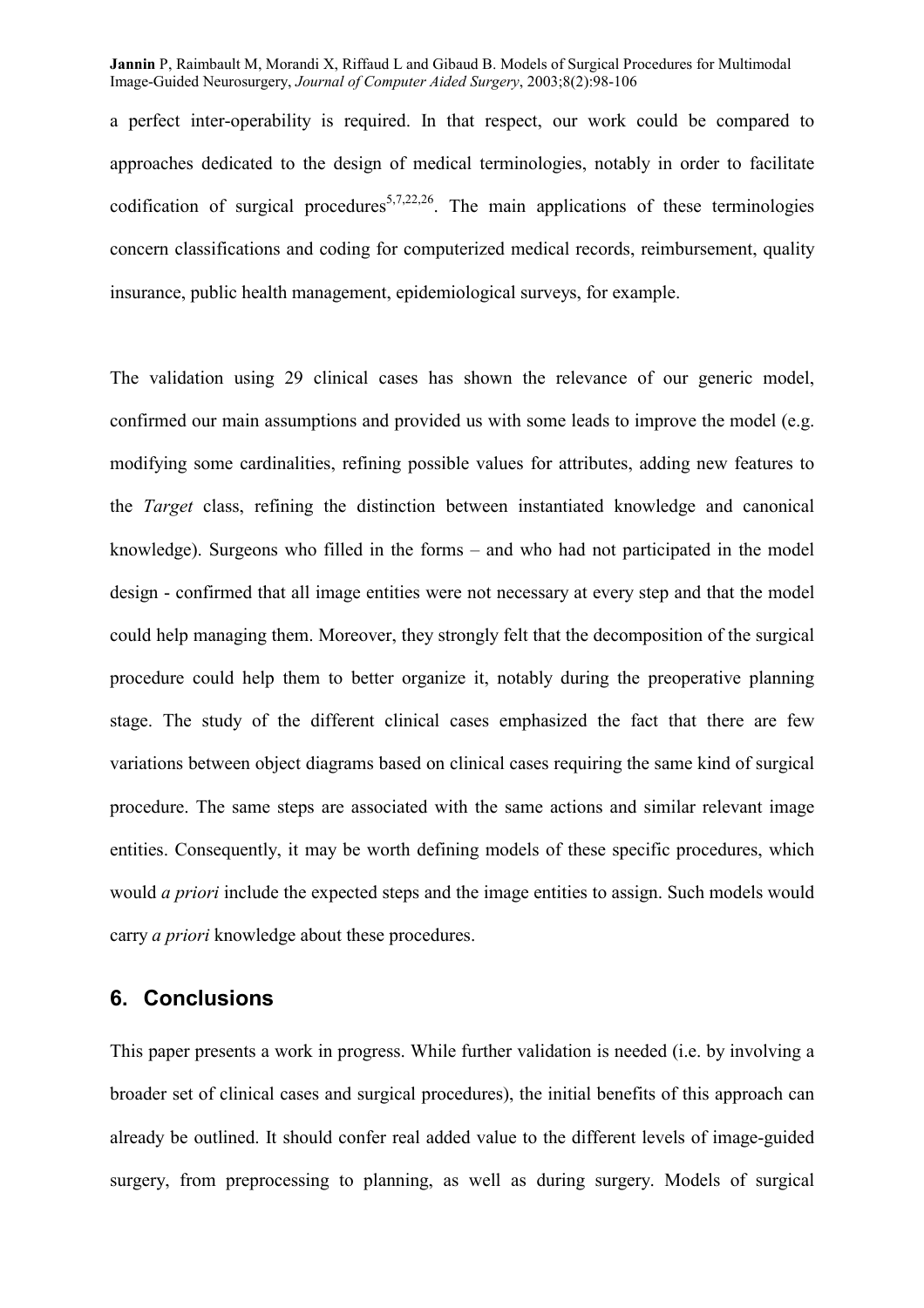a perfect inter-operability is required. In that respect, our work could be compared to approaches dedicated to the design of medical terminologies, notably in order to facilitate codification of surgical procedures[5,7,22,26]. The main applications of these terminologies concern classifications and coding for computerized medical records, reimbursement, quality insurance, public health management, epidemiological surveys, for example.

The validation using 29 clinical cases has shown the relevance of our generic model, confirmed our main assumptions and provided us with some leads to improve the model (e.g. modifying some cardinalities, refining possible values for attributes, adding new features to the *Target* class, refining the distinction between instantiated knowledge and canonical knowledge). Surgeons who filled in the forms – and who had not participated in the model design - confirmed that all image entities were not necessary at every step and that the model could help managing them. Moreover, they strongly felt that the decomposition of the surgical procedure could help them to better organize it, notably during the preoperative planning stage. The study of the different clinical cases emphasized the fact that there are few variations between object diagrams based on clinical cases requiring the same kind of surgical procedure. The same steps are associated with the same actions and similar relevant image entities. Consequently, it may be worth defining models of these specific procedures, which would *a priori* include the expected steps and the image entities to assign. Such models would carry *a priori* knowledge about these procedures.

## 6. Conclusions

This paper presents a work in progress. While further validation is needed (i.e. by involving a broader set of clinical cases and surgical procedures), the initial benefits of this approach can already be outlined. It should confer real added value to the different levels of image-guided surgery, from preprocessing to planning, as well as during surgery. Models of surgical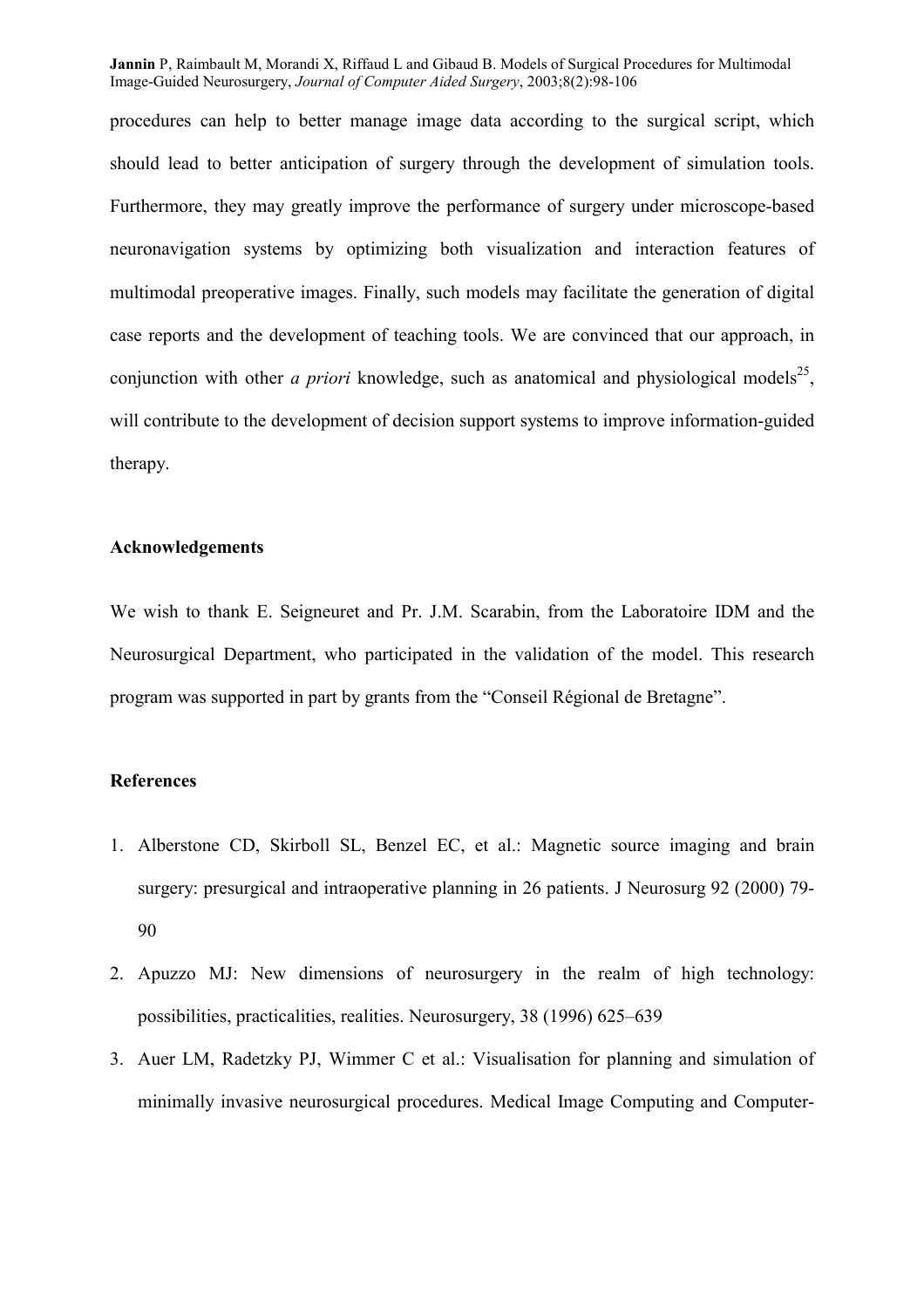procedures can help to better manage image data according to the surgical script, which should lead to better anticipation of surgery through the development of simulation tools. Furthermore, they may greatly improve the performance of surgery under microscope-based neuronavigation systems by optimizing both visualization and interaction features of multimodal preoperative images. Finally, such models may facilitate the generation of digital case reports and the development of teaching tools. We are convinced that our approach, in conjunction with other *a priori* knowledge, such as anatomical and physiological models[25], will contribute to the development of decision support systems to improve information-guided therapy.

## Acknowledgements

We wish to thank E. Seigneuret and Pr. J.M. Scarabin, from the Laboratoire IDM and the Neurosurgical Department, who participated in the validation of the model. This research program was supported in part by grants from the "Conseil Régional de Bretagne".

## References

1. Alberstone CD, Skirboll SL, Benzel EC, et al.: Magnetic source imaging and brain surgery: presurgical and intraoperative planning in 26 patients. J Neurosurg 92 (2000) 79-90
2. Apuzzo MJ: New dimensions of neurosurgery in the realm of high technology: possibilities, practicalities, realities. Neurosurgery, 38 (1996) 625–639
3. Auer LM, Radetzky PJ, Wimmer C et al.: Visualisation for planning and simulation of minimally invasive neurosurgical procedures. Medical Image Computing and Computer-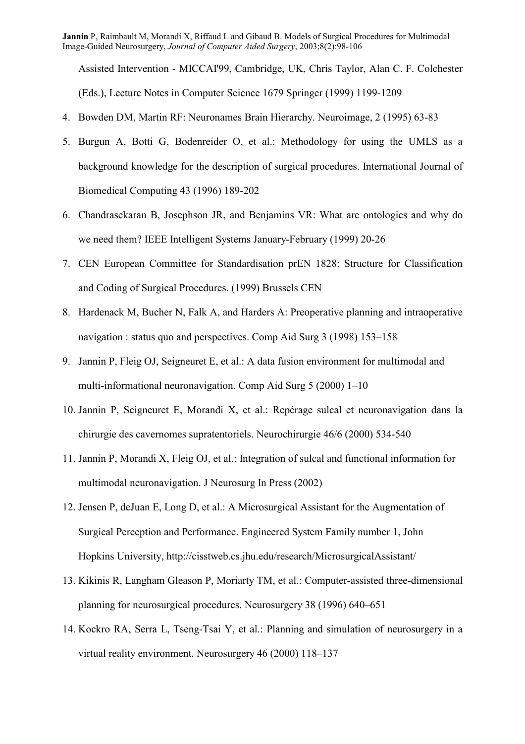Assisted Intervention - MICCAI'99, Cambridge, UK, Chris Taylor, Alan C. F. Colchester (Eds.), Lecture Notes in Computer Science 1679 Springer (1999) 1199-1209

4. Bowden DM, Martin RF: Neuronames Brain Hierarchy. Neuroimage, 2 (1995) 63-83
5. Burgun A, Botti G, Bodenreider O, et al.: Methodology for using the UMLS as a background knowledge for the description of surgical procedures. International Journal of Biomedical Computing 43 (1996) 189-202
6. Chandrasekaran B, Josephson JR, and Benjamins VR: What are ontologies and why do we need them? IEEE Intelligent Systems January-February (1999) 20-26
7. CEN European Committee for Standardisation prEN 1828: Structure for Classification and Coding of Surgical Procedures. (1999) Brussels CEN
8. Hardenack M, Bucher N, Falk A, and Harders A: Preoperative planning and intraoperative navigation : status quo and perspectives. Comp Aid Surg 3 (1998) 153–158
9. Jannin P, Fleig OJ, Seigneuret E, et al.: A data fusion environment for multimodal and multi-informational neuronavigation. Comp Aid Surg 5 (2000) 1–10
10. Jannin P, Seigneuret E, Morandi X, et al.: Repérage sulcal et neuronavigation dans la chirurgie des cavernomes supratentoriels. Neurochirurgie 46/6 (2000) 534-540
11. Jannin P, Morandi X, Fleig OJ, et al.: Integration of sulcal and functional information for multimodal neuronavigation. J Neurosurg In Press (2002)
12. Jensen P, deJuan E, Long D, et al.: A Microsurgical Assistant for the Augmentation of Surgical Perception and Performance. Engineered System Family number 1, John Hopkins University, http://cisstweb.cs.jhu.edu/research/MicrosurgicalAssistant/
13. Kikinis R, Langham Gleason P, Moriarty TM, et al.: Computer-assisted three-dimensional planning for neurosurgical procedures. Neurosurgery 38 (1996) 640–651
14. Kockro RA, Serra L, Tseng-Tsai Y, et al.: Planning and simulation of neurosurgery in a virtual reality environment. Neurosurgery 46 (2000) 118–137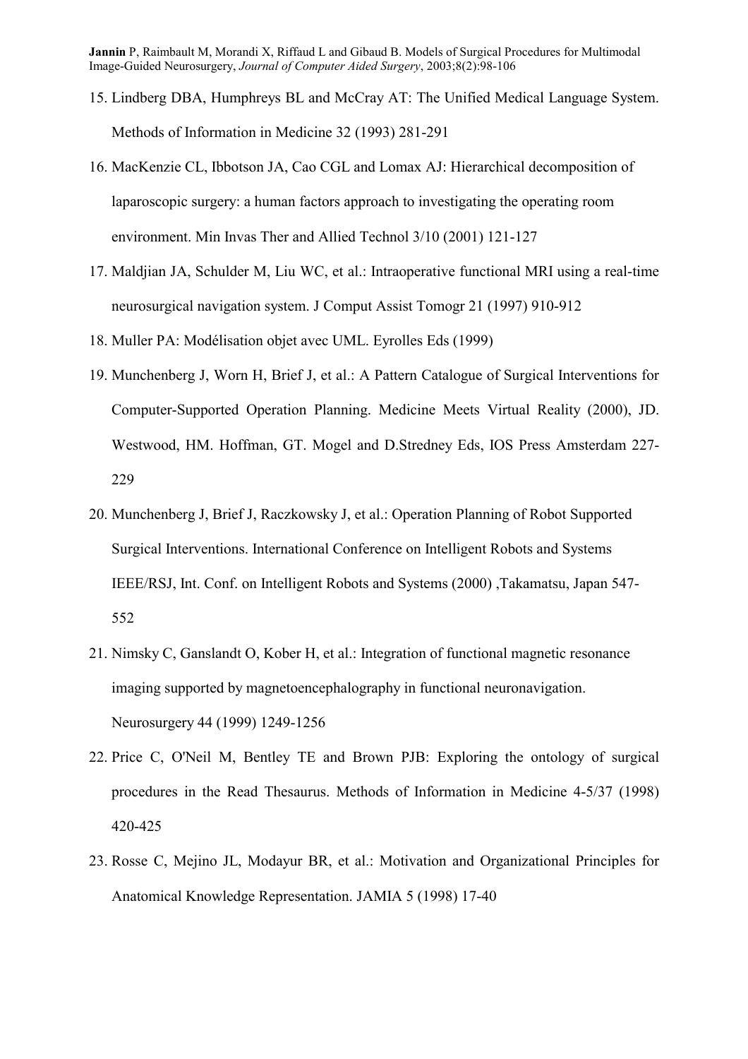15. Lindberg DBA, Humphreys BL and McCray AT: The Unified Medical Language System. Methods of Information in Medicine 32 (1993) 281-291
16. MacKenzie CL, Ibbotson JA, Cao CGL and Lomax AJ: Hierarchical decomposition of laparoscopic surgery: a human factors approach to investigating the operating room environment. Min Invas Ther and Allied Technol 3/10 (2001) 121-127
17. Maldjian JA, Schulder M, Liu WC, et al.: Intraoperative functional MRI using a real-time neurosurgical navigation system. J Comput Assist Tomogr 21 (1997) 910-912
18. Muller PA: Modélisation objet avec UML. Eyrolles Eds (1999)
19. Munchenberg J, Worn H, Brief J, et al.: A Pattern Catalogue of Surgical Interventions for Computer-Supported Operation Planning. Medicine Meets Virtual Reality (2000), JD. Westwood, HM. Hoffman, GT. Mogel and D.Stredney Eds, IOS Press Amsterdam 227-229
20. Munchenberg J, Brief J, Raczkowsky J, et al.: Operation Planning of Robot Supported Surgical Interventions. International Conference on Intelligent Robots and Systems IEEE/RSJ, Int. Conf. on Intelligent Robots and Systems (2000) ,Takamatsu, Japan 547-552
21. Nimsky C, Ganslandt O, Kober H, et al.: Integration of functional magnetic resonance imaging supported by magnetoencephalography in functional neuronavigation. Neurosurgery 44 (1999) 1249-1256
22. Price C, O'Neil M, Bentley TE and Brown PJB: Exploring the ontology of surgical procedures in the Read Thesaurus. Methods of Information in Medicine 4-5/37 (1998) 420-425
23. Rosse C, Mejino JL, Modayur BR, et al.: Motivation and Organizational Principles for Anatomical Knowledge Representation. JAMIA 5 (1998) 17-40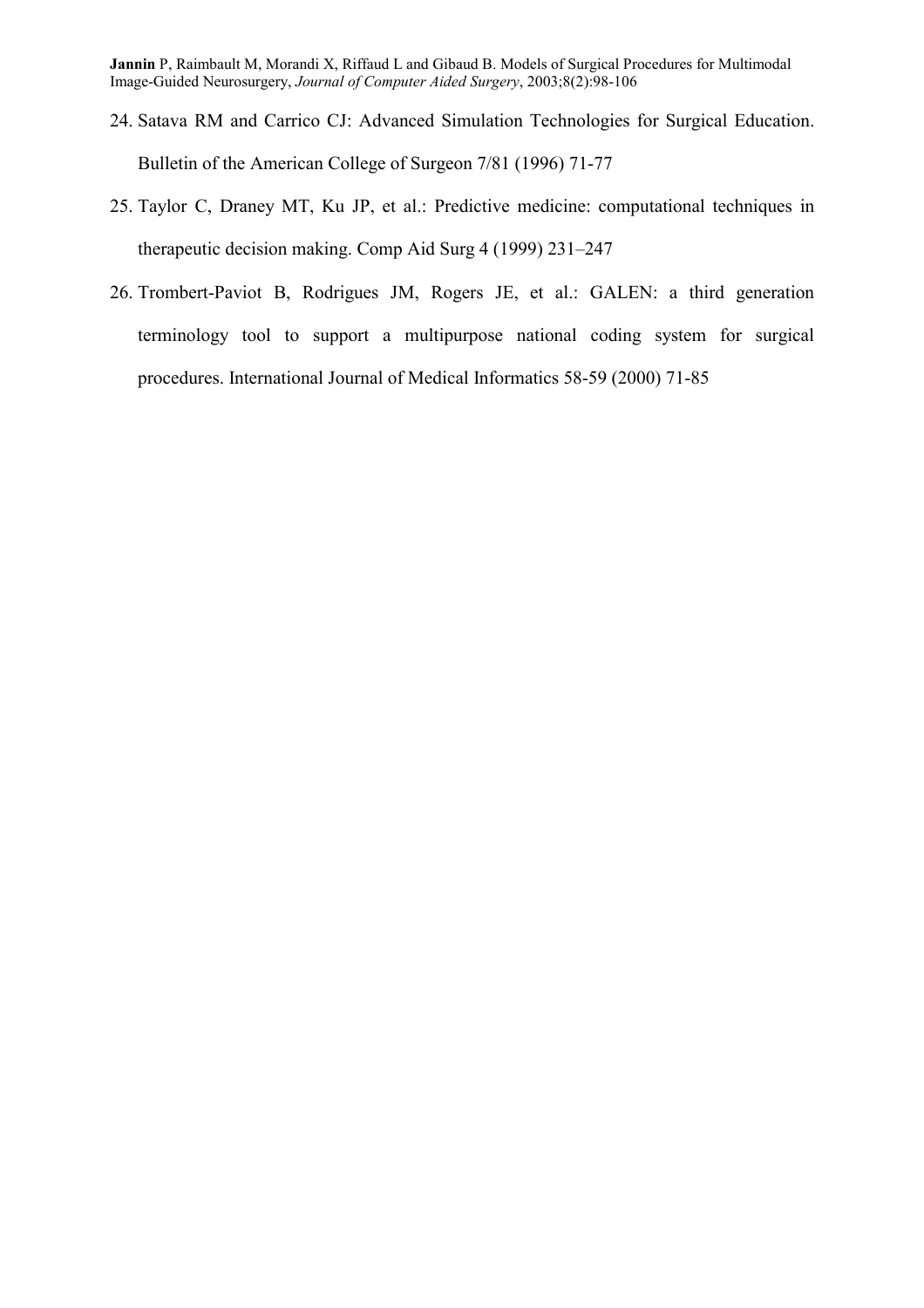24. Satava RM and Carrico CJ: Advanced Simulation Technologies for Surgical Education. Bulletin of the American College of Surgeon 7/81 (1996) 71-77
25. Taylor C, Draney MT, Ku JP, et al.: Predictive medicine: computational techniques in therapeutic decision making. Comp Aid Surg 4 (1999) 231–247
26. Trombert-Paviot B, Rodrigues JM, Rogers JE, et al.: GALEN: a third generation terminology tool to support a multipurpose national coding system for surgical procedures. International Journal of Medical Informatics 58-59 (2000) 71-85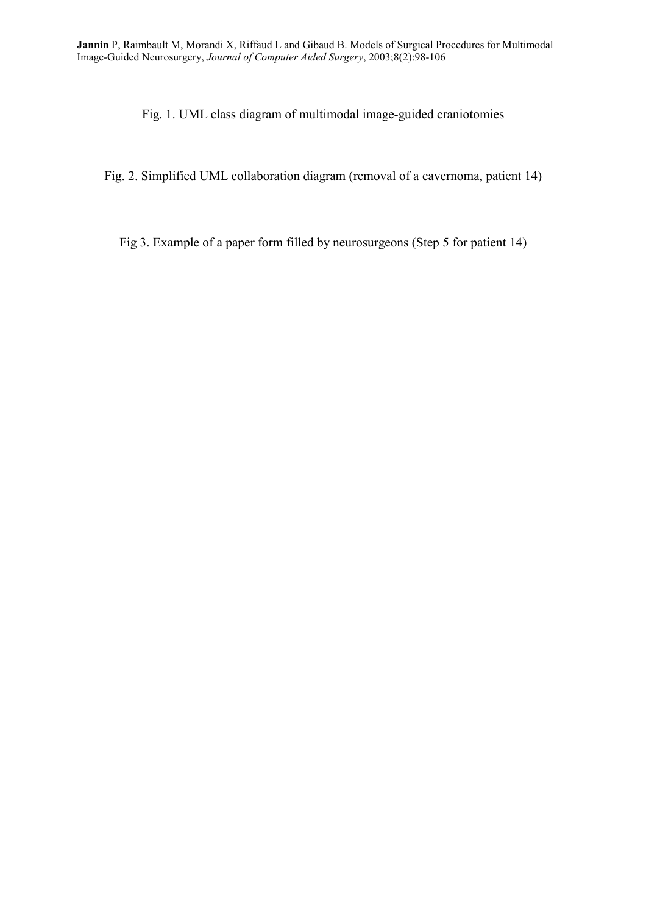Fig. 1. UML class diagram of multimodal image-guided craniotomies

Fig. 2. Simplified UML collaboration diagram (removal of a cavernoma, patient 14)

Fig 3. Example of a paper form filled by neurosurgeons (Step 5 for patient 14)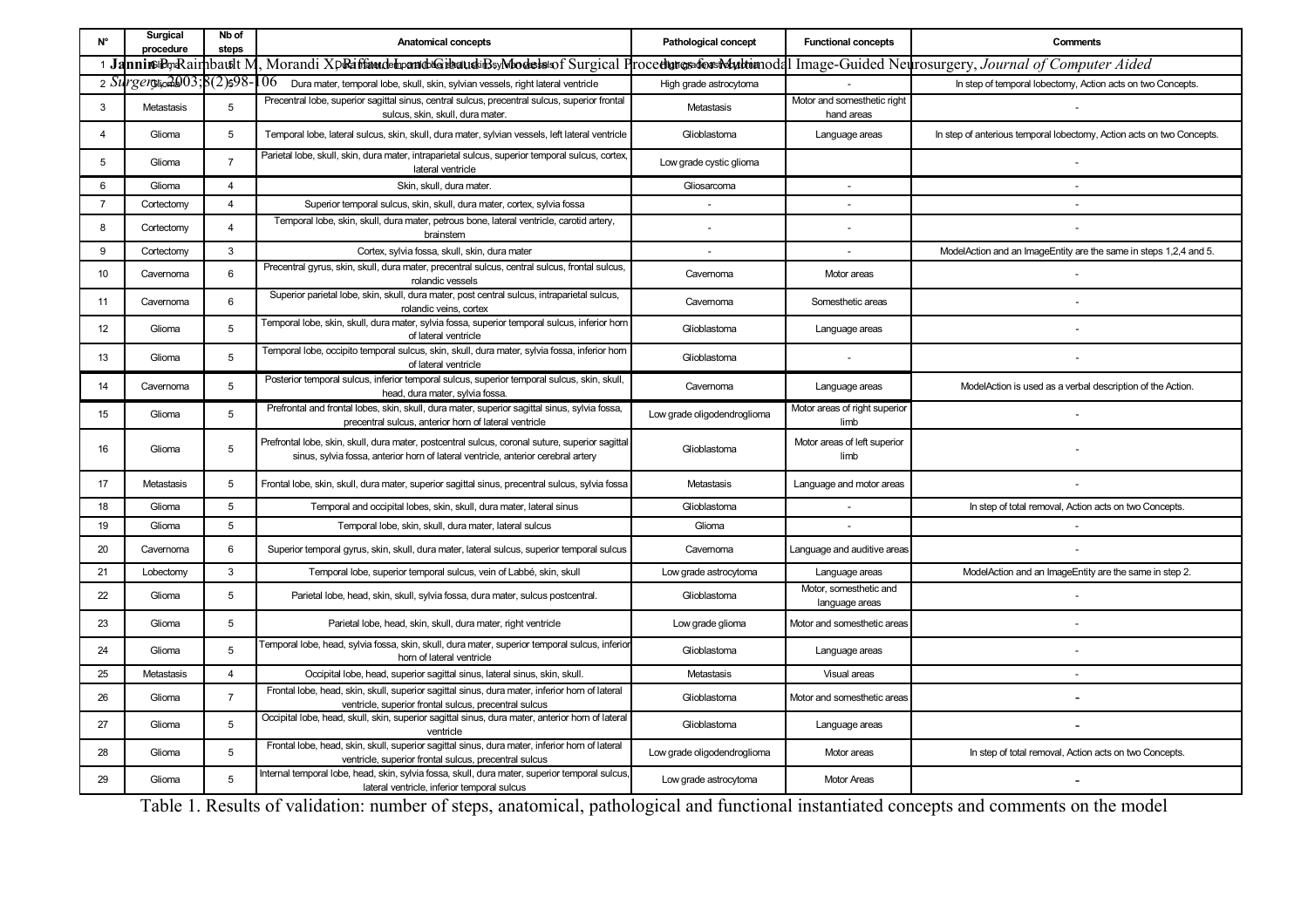| N° | Surgical procedure | Nb of steps | Anatomical concepts | Pathological concept | Functional concepts | Comments |
|---|---|---|---|---|---|---|
| 1 | Glioma | 5 | Dura mater, temporal lobe, skull, skin, sylvian vessels | High grade astrocytoma | | |
| 2 | Glioma | 5 | Dura mater, temporal lobe, skull, skin, sylvian vessels, right lateral ventricle | High grade astrocytoma | - | In step of temporal lobectomy, Action acts on two Concepts. |
| 3 | Metastasis | 5 | Precentral lobe, superior sagittal sinus, central sulcus, precentral sulcus, superior frontal sulcus, skin, skull, dura mater. | Metastasis | Motor and somesthetic right hand areas | - |
| 4 | Glioma | 5 | Temporal lobe, lateral sulcus, skin, skull, dura mater, sylvian vessels, left lateral ventricle | Glioblastoma | Language areas | In step of anterious temporal lobectomy, Action acts on two Concepts. |
| 5 | Glioma | 7 | Parietal lobe, skull, skin, dura mater, intraparietal sulcus, superior temporal sulcus, cortex, lateral ventricle | Low grade cystic glioma | | - |
| 6 | Glioma | 4 | Skin, skull, dura mater. | Gliosarcoma | - | - |
| 7 | Cortectomy | 4 | Superior temporal sulcus, skin, skull, dura mater, cortex, sylvia fossa | - | - | - |
| 8 | Cortectomy | 4 | Temporal lobe, skin, skull, dura mater, petrous bone, lateral ventricle, carotid artery, brainstem | - | - | - |
| 9 | Cortectomy | 3 | Cortex, sylvia fossa, skull, skin, dura mater | - | - | ModelAction and an ImageEntity are the same in steps 1,2,4 and 5. |
| 10 | Cavernoma | 6 | Precentral gyrus, skin, skull, dura mater, precentral sulcus, central sulcus, frontal sulcus, rolandic vessels | Cavernoma | Motor areas | - |
| 11 | Cavernoma | 6 | Superior parietal lobe, skin, skull, dura mater, post central sulcus, intraparietal sulcus, rolandic veins, cortex | Cavernoma | Somesthetic areas | - |
| 12 | Glioma | 5 | Temporal lobe, skin, skull, dura mater, sylvia fossa, superior temporal sulcus, inferior horn of lateral ventricle | Glioblastoma | Language areas | - |
| 13 | Glioma | 5 | Temporal lobe, occipito temporal sulcus, skin, skull, dura mater, sylvia fossa, inferior horn of lateral ventricle | Glioblastoma | - | - |
| 14 | Cavernoma | 5 | Posterior temporal sulcus, inferior temporal sulcus, superior temporal sulcus, skin, skull, head, dura mater, sylvia fossa. | Cavernoma | Language areas | ModelAction is used as a verbal description of the Action. |
| 15 | Glioma | 5 | Prefrontal and frontal lobes, skin, skull, dura mater, superior sagittal sinus, sylvia fossa, precentral sulcus, anterior horn of lateral ventricle | Low grade oligodendroglioma | Motor areas of right superior limb | - |
| 16 | Glioma | 5 | Prefrontal lobe, skin, skull, dura mater, postcentral sulcus, coronal suture, superior sagittal sinus, sylvia fossa, anterior horn of lateral ventricle, anterior cerebral artery | Glioblastoma | Motor areas of left superior limb | - |
| 17 | Metastasis | 5 | Frontal lobe, skin, skull, dura mater, superior sagittal sinus, precentral sulcus, sylvia fossa | Metastasis | Language and motor areas | - |
| 18 | Glioma | 5 | Temporal and occipital lobes, skin, skull, dura mater, lateral sinus | Glioblastoma | - | In step of total removal, Action acts on two Concepts. |
| 19 | Glioma | 5 | Temporal lobe, skin, skull, dura mater, lateral sulcus | Glioma | - | - |
| 20 | Cavernoma | 6 | Superior temporal gyrus, skin, skull, dura mater, lateral sulcus, superior temporal sulcus | Cavernoma | Language and auditive areas | - |
| 21 | Lobectomy | 3 | Temporal lobe, superior temporal sulcus, vein of Labbé, skin, skull | Low grade astrocytoma | Language areas | ModelAction and an ImageEntity are the same in step 2. |
| 22 | Glioma | 5 | Parietal lobe, head, skin, skull, sylvia fossa, dura mater, sulcus postcentral. | Glioblastoma | Motor, somesthetic and language areas | - |
| 23 | Glioma | 5 | Parietal lobe, head, skin, skull, dura mater, right ventricle | Low grade glioma | Motor and somesthetic areas | - |
| 24 | Glioma | 5 | Temporal lobe, head, sylvia fossa, skin, skull, dura mater, superior temporal sulcus, inferior horn of lateral ventricle | Glioblastoma | Language areas | - |
| 25 | Metastasis | 4 | Occipital lobe, head, superior sagittal sinus, lateral sinus, skin, skull. | Metastasis | Visual areas | - |
| 26 | Glioma | 7 | Frontal lobe, head, skin, skull, superior sagittal sinus, dura mater, inferior horn of lateral ventricle, superior frontal sulcus, precentral sulcus | Glioblastoma | Motor and somesthetic areas | - |
| 27 | Glioma | 5 | Occipital lobe, head, skull, skin, superior sagittal sinus, dura mater, anterior horn of lateral ventricle | Glioblastoma | Language areas | - |
| 28 | Glioma | 5 | Frontal lobe, head, skin, skull, superior sagittal sinus, dura mater, inferior horn of lateral ventricle, superior frontal sulcus, precentral sulcus | Low grade oligodendroglioma | Motor areas | In step of total removal, Action acts on two Concepts. |
| 29 | Glioma | 5 | Internal temporal lobe, head, skin, sylvia fossa, skull, dura mater, superior temporal sulcus, lateral ventricle, inferior temporal sulcus | Low grade astrocytoma | Motor Areas | - |

Table 1. Results of validation: number of steps, anatomical, pathological and functional instantiated concepts and comments on the model